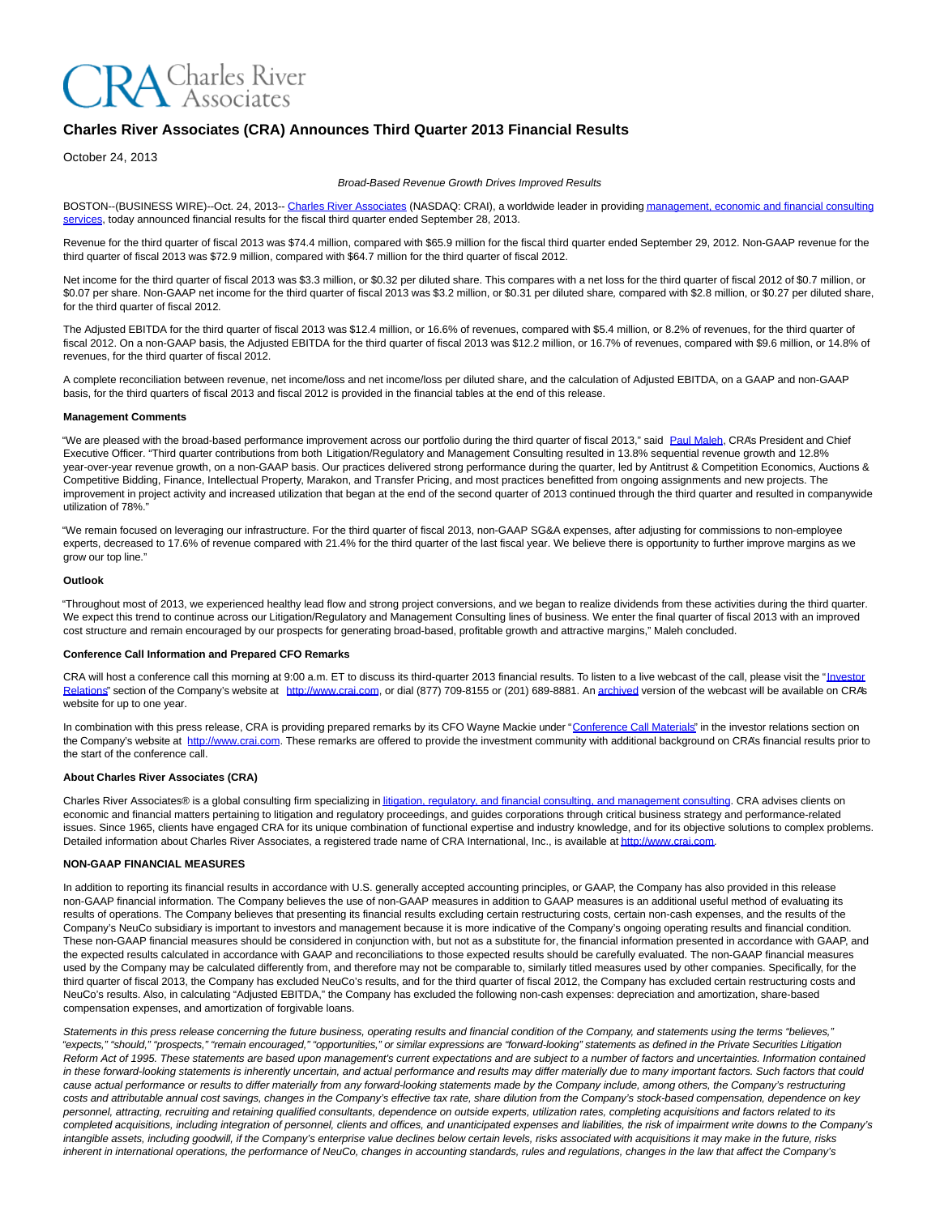# Charles River Associates (CRA) Announces Third Quarter 2013 Financial Results

October 24, 2013

*Broad-Based Revenue Growth Drives Improved Results*

BOSTON--(BUSINESS WIRE)--Oct. 24, 2013-- Charles River Associates (NASDAQ: CRAI), a worldwide leader in providing management, economic and financial consulting services, today announced financial results for the fiscal third quarter ended September 28, 2013.

Revenue for the third quarter of fiscal 2013 was $74.4 million, compared with $65.9 million for the fiscal third quarter ended September 29, 2012. Non-GAAP revenue for the third quarter of fiscal 2013 was $72.9 million, compared with $64.7 million for the third quarter of fiscal 2012.

Net income for the third quarter of fiscal 2013 was $3.3 million, or $0.32 per diluted share. This compares with a net loss for the third quarter of fiscal 2012 of $0.7 million, or $0.07 per share. Non-GAAP net income for the third quarter of fiscal 2013 was $3.2 million, or $0.31 per diluted share, compared with $2.8 million, or $0.27 per diluted share, for the third quarter of fiscal 2012.

The Adjusted EBITDA for the third quarter of fiscal 2013 was $12.4 million, or 16.6% of revenues, compared with $5.4 million, or 8.2% of revenues, for the third quarter of fiscal 2012. On a non-GAAP basis, the Adjusted EBITDA for the third quarter of fiscal 2013 was $12.2 million, or 16.7% of revenues, compared with $9.6 million, or 14.8% of revenues, for the third quarter of fiscal 2012.

A complete reconciliation between revenue, net income/loss and net income/loss per diluted share, and the calculation of Adjusted EBITDA, on a GAAP and non-GAAP basis, for the third quarters of fiscal 2013 and fiscal 2012 is provided in the financial tables at the end of this release.

**Management Comments**

"We are pleased with the broad-based performance improvement across our portfolio during the third quarter of fiscal 2013," said Paul Maleh, CRA's President and Chief Executive Officer. "Third quarter contributions from both Litigation/Regulatory and Management Consulting resulted in 13.8% sequential revenue growth and 12.8% year-over-year revenue growth, on a non-GAAP basis. Our practices delivered strong performance during the quarter, led by Antitrust & Competition Economics, Auctions & Competitive Bidding, Finance, Intellectual Property, Marakon, and Transfer Pricing, and most practices benefitted from ongoing assignments and new projects. The improvement in project activity and increased utilization that began at the end of the second quarter of 2013 continued through the third quarter and resulted in companywide utilization of 78%."

"We remain focused on leveraging our infrastructure. For the third quarter of fiscal 2013, non-GAAP SG&A expenses, after adjusting for commissions to non-employee experts, decreased to 17.6% of revenue compared with 21.4% for the third quarter of the last fiscal year. We believe there is opportunity to further improve margins as we grow our top line."

**Outlook**

"Throughout most of 2013, we experienced healthy lead flow and strong project conversions, and we began to realize dividends from these activities during the third quarter. We expect this trend to continue across our Litigation/Regulatory and Management Consulting lines of business. We enter the final quarter of fiscal 2013 with an improved cost structure and remain encouraged by our prospects for generating broad-based, profitable growth and attractive margins," Maleh concluded.

**Conference Call Information and Prepared CFO Remarks**

CRA will host a conference call this morning at 9:00 a.m. ET to discuss its third-quarter 2013 financial results. To listen to a live webcast of the call, please visit the "Investor Relations" section of the Company's website at http://www.crai.com, or dial (877) 709-8155 or (201) 689-8881. An archived version of the webcast will be available on CRA's website for up to one year.

In combination with this press release, CRA is providing prepared remarks by its CFO Wayne Mackie under "Conference Call Materials" in the investor relations section on the Company's website at http://www.crai.com. These remarks are offered to provide the investment community with additional background on CRA's financial results prior to the start of the conference call.

**About Charles River Associates (CRA)**

Charles River Associates® is a global consulting firm specializing in litigation, regulatory, and financial consulting, and management consulting. CRA advises clients on economic and financial matters pertaining to litigation and regulatory proceedings, and guides corporations through critical business strategy and performance-related issues. Since 1965, clients have engaged CRA for its unique combination of functional expertise and industry knowledge, and for its objective solutions to complex problems. Detailed information about Charles River Associates, a registered trade name of CRA International, Inc., is available at http://www.crai.com.

**NON-GAAP FINANCIAL MEASURES**

In addition to reporting its financial results in accordance with U.S. generally accepted accounting principles, or GAAP, the Company has also provided in this release non-GAAP financial information. The Company believes the use of non-GAAP measures in addition to GAAP measures is an additional useful method of evaluating its results of operations. The Company believes that presenting its financial results excluding certain restructuring costs, certain non-cash expenses, and the results of the Company's NeuCo subsidiary is important to investors and management because it is more indicative of the Company's ongoing operating results and financial condition. These non-GAAP financial measures should be considered in conjunction with, but not as a substitute for, the financial information presented in accordance with GAAP, and the expected results calculated in accordance with GAAP and reconciliations to those expected results should be carefully evaluated. The non-GAAP financial measures used by the Company may be calculated differently from, and therefore may not be comparable to, similarly titled measures used by other companies. Specifically, for the third quarter of fiscal 2013, the Company has excluded NeuCo's results, and for the third quarter of fiscal 2012, the Company has excluded certain restructuring costs and NeuCo's results. Also, in calculating "Adjusted EBITDA," the Company has excluded the following non-cash expenses: depreciation and amortization, share-based compensation expenses, and amortization of forgivable loans.

*Statements in this press release concerning the future business, operating results and financial condition of the Company, and statements using the terms "believes," "expects," "should," "prospects," "remain encouraged," "opportunities," or similar expressions are "forward-looking" statements as defined in the Private Securities Litigation Reform Act of 1995. These statements are based upon management's current expectations and are subject to a number of factors and uncertainties. Information contained in these forward-looking statements is inherently uncertain, and actual performance and results may differ materially due to many important factors. Such factors that could cause actual performance or results to differ materially from any forward-looking statements made by the Company include, among others, the Company's restructuring costs and attributable annual cost savings, changes in the Company's effective tax rate, share dilution from the Company's stock-based compensation, dependence on key personnel, attracting, recruiting and retaining qualified consultants, dependence on outside experts, utilization rates, completing acquisitions and factors related to its completed acquisitions, including integration of personnel, clients and offices, and unanticipated expenses and liabilities, the risk of impairment write downs to the Company's intangible assets, including goodwill, if the Company's enterprise value declines below certain levels, risks associated with acquisitions it may make in the future, risks inherent in international operations, the performance of NeuCo, changes in accounting standards, rules and regulations, changes in the law that affect the Company's*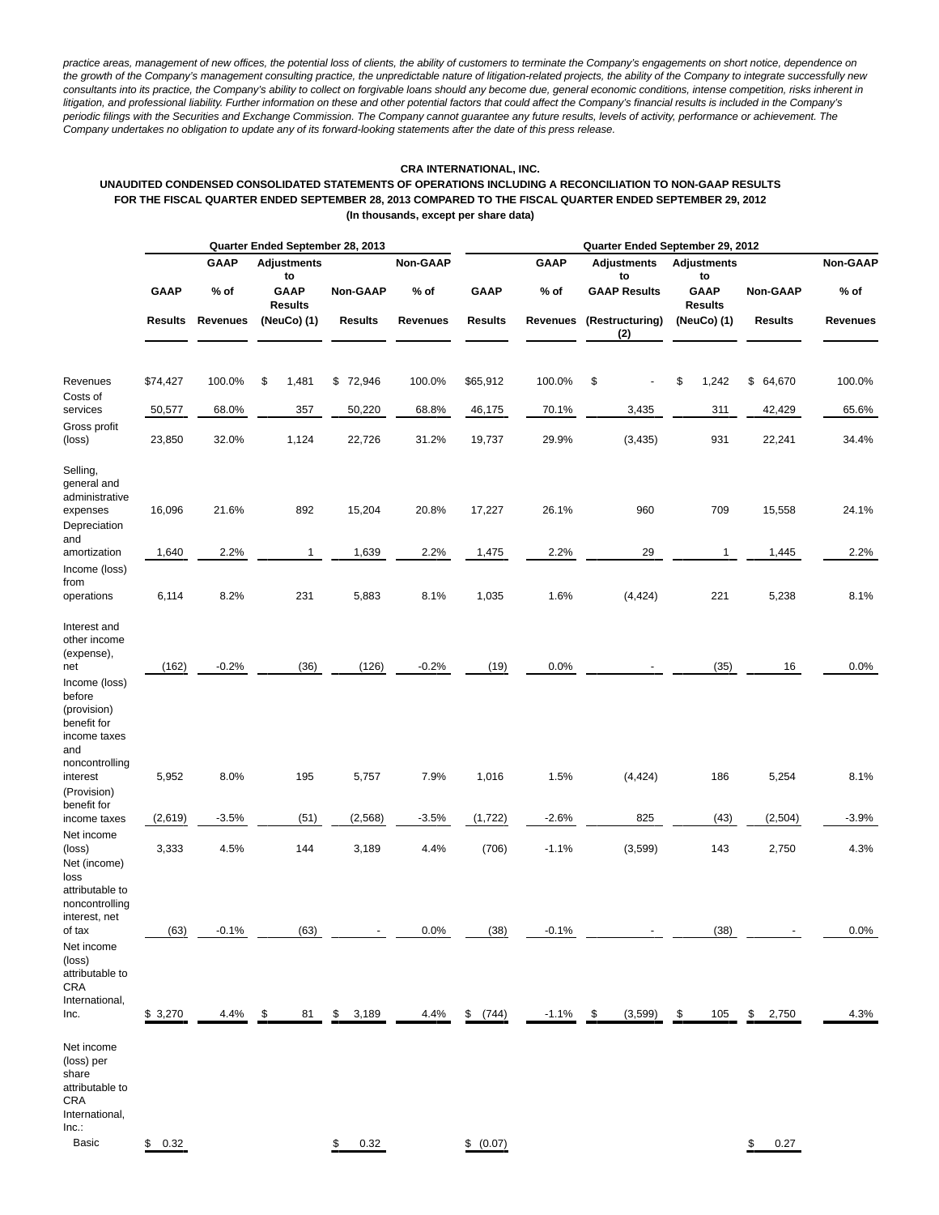*practice areas, management of new offices, the potential loss of clients, the ability of customers to terminate the Company's engagements on short notice, dependence on the growth of the Company's management consulting practice, the unpredictable nature of litigation-related projects, the ability of the Company to integrate successfully new consultants into its practice, the Company's ability to collect on forgivable loans should any become due, general economic conditions, intense competition, risks inherent in litigation, and professional liability. Further information on these and other potential factors that could affect the Company's financial results is included in the Company's periodic filings with the Securities and Exchange Commission. The Company cannot guarantee any future results, levels of activity, performance or achievement. The Company undertakes no obligation to update any of its forward-looking statements after the date of this press release.*

**CRA INTERNATIONAL, INC.**

**UNAUDITED CONDENSED CONSOLIDATED STATEMENTS OF OPERATIONS INCLUDING A RECONCILIATION TO NON-GAAP RESULTS FOR THE FISCAL QUARTER ENDED SEPTEMBER 28, 2013 COMPARED TO THE FISCAL QUARTER ENDED SEPTEMBER 29, 2012**

**(In thousands, except per share data)**

| | Quarter Ended September 28, 2013 | | | | | Quarter Ended September 29, 2012 | | | | | |
|---|---|---|---|---|---|---|---|---|---|---|---|
| | GAAP Results | GAAP % of Revenues | Adjustments to GAAP Results (NeuCo) (1) | Non-GAAP Results | Non-GAAP % of Revenues | GAAP Results | GAAP % of Revenues | Adjustments to GAAP Results (Restructuring) (2) | Adjustments to GAAP Results (NeuCo) (1) | Non-GAAP Results | Non-GAAP % of Revenues |
| Revenues | $74,427 | 100.0% | $ 1,481 | $ 72,946 | 100.0% | $65,912 | 100.0% | $ - | $ 1,242 | $ 64,670 | 100.0% |
| Costs of services | 50,577 | 68.0% | 357 | 50,220 | 68.8% | 46,175 | 70.1% | 3,435 | 311 | 42,429 | 65.6% |
| Gross profit (loss) | 23,850 | 32.0% | 1,124 | 22,726 | 31.2% | 19,737 | 29.9% | (3,435) | 931 | 22,241 | 34.4% |
| Selling, general and administrative expenses | 16,096 | 21.6% | 892 | 15,204 | 20.8% | 17,227 | 26.1% | 960 | 709 | 15,558 | 24.1% |
| Depreciation and amortization | 1,640 | 2.2% | 1 | 1,639 | 2.2% | 1,475 | 2.2% | 29 | 1 | 1,445 | 2.2% |
| Income (loss) from operations | 6,114 | 8.2% | 231 | 5,883 | 8.1% | 1,035 | 1.6% | (4,424) | 221 | 5,238 | 8.1% |
| Interest and other income (expense), net | (162) | -0.2% | (36) | (126) | -0.2% | (19) | 0.0% | - | (35) | 16 | 0.0% |
| Income (loss) before (provision) benefit for income taxes and noncontrolling interest | 5,952 | 8.0% | 195 | 5,757 | 7.9% | 1,016 | 1.5% | (4,424) | 186 | 5,254 | 8.1% |
| (Provision) benefit for income taxes | (2,619) | -3.5% | (51) | (2,568) | -3.5% | (1,722) | -2.6% | 825 | (43) | (2,504) | -3.9% |
| Net income (loss) | 3,333 | 4.5% | 144 | 3,189 | 4.4% | (706) | -1.1% | (3,599) | 143 | 2,750 | 4.3% |
| Net (income) loss attributable to noncontrolling interest, net of tax | (63) | -0.1% | (63) | - | 0.0% | (38) | -0.1% | - | (38) | - | 0.0% |
| Net income (loss) attributable to CRA International, Inc. | $ 3,270 | 4.4% | $ 81 | $ 3,189 | 4.4% | $ (744) | -1.1% | $ (3,599) | $ 105 | $ 2,750 | 4.3% |
| Net income (loss) per share attributable to CRA International, Inc.: | | | | | | | | | | | |
| Basic | $ 0.32 | | | $ 0.32 | | $ (0.07) | | | | $ 0.27 | |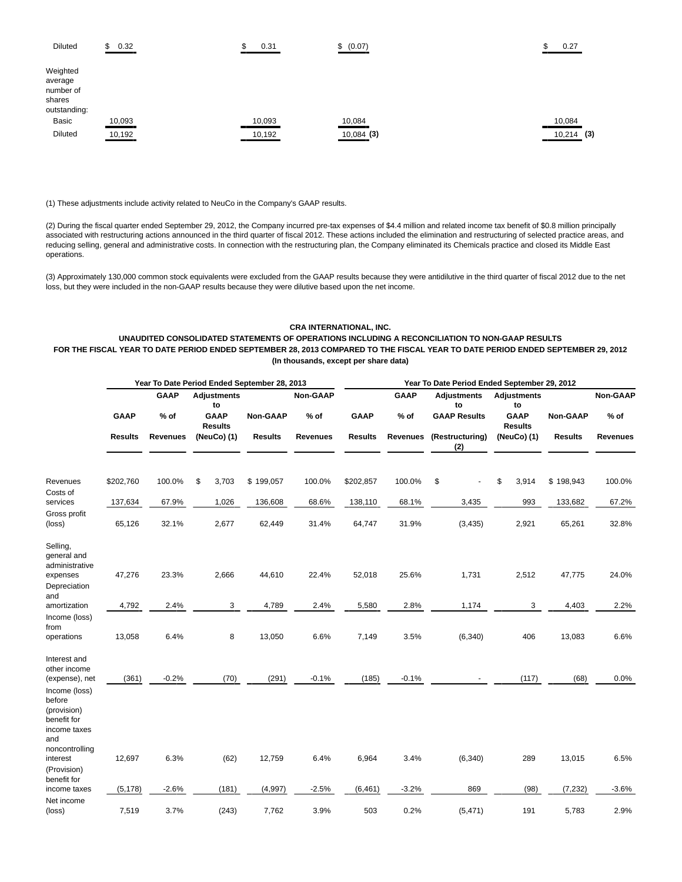| | | | | | |
|---|---|---|---|---|---|
| Diluted | $ 0.32 | $ 0.31 | $ (0.07) | | $ 0.27 |
| Weighted average number of shares outstanding: | | | | | |
| Basic | 10,093 | 10,093 | 10,084 | | 10,084 |
| Diluted | 10,192 | 10,192 | 10,084 **(3)** | | 10,214 **(3)** |

(1) These adjustments include activity related to NeuCo in the Company's GAAP results.

(2) During the fiscal quarter ended September 29, 2012, the Company incurred pre-tax expenses of $4.4 million and related income tax benefit of $0.8 million principally associated with restructuring actions announced in the third quarter of fiscal 2012. These actions included the elimination and restructuring of selected practice areas, and reducing selling, general and administrative costs. In connection with the restructuring plan, the Company eliminated its Chemicals practice and closed its Middle East operations.

(3) Approximately 130,000 common stock equivalents were excluded from the GAAP results because they were antidilutive in the third quarter of fiscal 2012 due to the net loss, but they were included in the non-GAAP results because they were dilutive based upon the net income.

**CRA INTERNATIONAL, INC.**

**UNAUDITED CONSOLIDATED STATEMENTS OF OPERATIONS INCLUDING A RECONCILIATION TO NON-GAAP RESULTS**

**FOR THE FISCAL YEAR TO DATE PERIOD ENDED SEPTEMBER 28, 2013 COMPARED TO THE FISCAL YEAR TO DATE PERIOD ENDED SEPTEMBER 29, 2012**

**(In thousands, except per share data)**

| | Year To Date Period Ended September 28, 2013 | | | | | Year To Date Period Ended September 29, 2012 | | | | | |
|---|---|---|---|---|---|---|---|---|---|---|---|
| | GAAP Results | GAAP % of Revenues | Adjustments to GAAP Results (NeuCo) (1) | Non-GAAP Results | Non-GAAP % of Revenues | GAAP Results | GAAP % of Revenues | Adjustments to GAAP Results (Restructuring) (2) | Adjustments to GAAP Results (NeuCo) (1) | Non-GAAP Results | Non-GAAP % of Revenues |
| Revenues | $202,760 | 100.0% | $ 3,703 | $ 199,057 | 100.0% | $202,857 | 100.0% | $ - | $ 3,914 | $ 198,943 | 100.0% |
| Costs of services | 137,634 | 67.9% | 1,026 | 136,608 | 68.6% | 138,110 | 68.1% | 3,435 | 993 | 133,682 | 67.2% |
| Gross profit (loss) | 65,126 | 32.1% | 2,677 | 62,449 | 31.4% | 64,747 | 31.9% | (3,435) | 2,921 | 65,261 | 32.8% |
| Selling, general and administrative expenses | 47,276 | 23.3% | 2,666 | 44,610 | 22.4% | 52,018 | 25.6% | 1,731 | 2,512 | 47,775 | 24.0% |
| Depreciation and amortization | 4,792 | 2.4% | 3 | 4,789 | 2.4% | 5,580 | 2.8% | 1,174 | 3 | 4,403 | 2.2% |
| Income (loss) from operations | 13,058 | 6.4% | 8 | 13,050 | 6.6% | 7,149 | 3.5% | (6,340) | 406 | 13,083 | 6.6% |
| Interest and other income (expense), net | (361) | -0.2% | (70) | (291) | -0.1% | (185) | -0.1% | - | (117) | (68) | 0.0% |
| Income (loss) before (provision) benefit for income taxes and noncontrolling interest | 12,697 | 6.3% | (62) | 12,759 | 6.4% | 6,964 | 3.4% | (6,340) | 289 | 13,015 | 6.5% |
| (Provision) benefit for income taxes | (5,178) | -2.6% | (181) | (4,997) | -2.5% | (6,461) | -3.2% | 869 | (98) | (7,232) | -3.6% |
| Net income (loss) | 7,519 | 3.7% | (243) | 7,762 | 3.9% | 503 | 0.2% | (5,471) | 191 | 5,783 | 2.9% |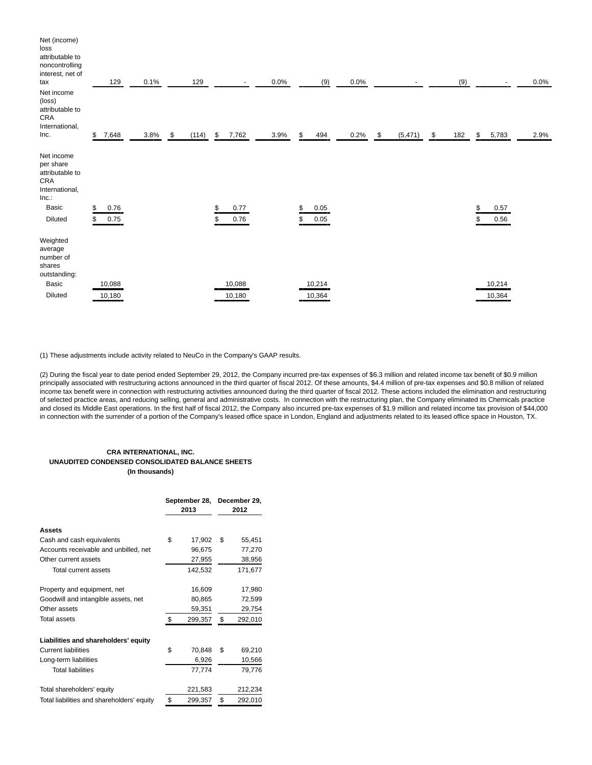| | | | | | | | | | | | |
|---|---|---|---|---|---|---|---|---|---|---|---|
| Net (income) loss attributable to noncontrolling interest, net of tax | 129 | 0.1% | 129 | - | 0.0% | (9) | 0.0% | - | (9) | - | 0.0% |
| Net income (loss) attributable to CRA International, Inc. | $ 7,648 | 3.8% | $ (114) | $ 7,762 | 3.9% | $ 494 | 0.2% | $ (5,471) | $ 182 | $ 5,783 | 2.9% |
| Net income per share attributable to CRA International, Inc.: | | | | | | | | | | | |
| Basic | $ 0.76 | | | $ 0.77 | | $ 0.05 | | | | $ 0.57 | |
| Diluted | $ 0.75 | | | $ 0.76 | | $ 0.05 | | | | $ 0.56 | |
| Weighted average number of shares outstanding: | | | | | | | | | | | |
| Basic | 10,088 | | | 10,088 | | 10,214 | | | | 10,214 | |
| Diluted | 10,180 | | | 10,180 | | 10,364 | | | | 10,364 | |

(1) These adjustments include activity related to NeuCo in the Company's GAAP results.

(2) During the fiscal year to date period ended September 29, 2012, the Company incurred pre-tax expenses of $6.3 million and related income tax benefit of $0.9 million principally associated with restructuring actions announced in the third quarter of fiscal 2012. Of these amounts, $4.4 million of pre-tax expenses and $0.8 million of related income tax benefit were in connection with restructuring activities announced during the third quarter of fiscal 2012. These actions included the elimination and restructuring of selected practice areas, and reducing selling, general and administrative costs. In connection with the restructuring plan, the Company eliminated its Chemicals practice and closed its Middle East operations. In the first half of fiscal 2012, the Company also incurred pre-tax expenses of $1.9 million and related income tax provision of $44,000 in connection with the surrender of a portion of the Company's leased office space in London, England and adjustments related to its leased office space in Houston, TX.

**CRA INTERNATIONAL, INC.**
**UNAUDITED CONDENSED CONSOLIDATED BALANCE SHEETS**
**(In thousands)**

| | September 28, 2013 | December 29, 2012 |
|---|---|---|
| **Assets** | | |
| Cash and cash equivalents | $ 17,902 | $ 55,451 |
| Accounts receivable and unbilled, net | 96,675 | 77,270 |
| Other current assets | 27,955 | 38,956 |
| Total current assets | 142,532 | 171,677 |
| Property and equipment, net | 16,609 | 17,980 |
| Goodwill and intangible assets, net | 80,865 | 72,599 |
| Other assets | 59,351 | 29,754 |
| Total assets | $ 299,357 | $ 292,010 |
| **Liabilities and shareholders' equity** | | |
| Current liabilities | $ 70,848 | $ 69,210 |
| Long-term liabilities | 6,926 | 10,566 |
| Total liabilities | 77,774 | 79,776 |
| Total shareholders' equity | 221,583 | 212,234 |
| Total liabilities and shareholders' equity | $ 299,357 | $ 292,010 |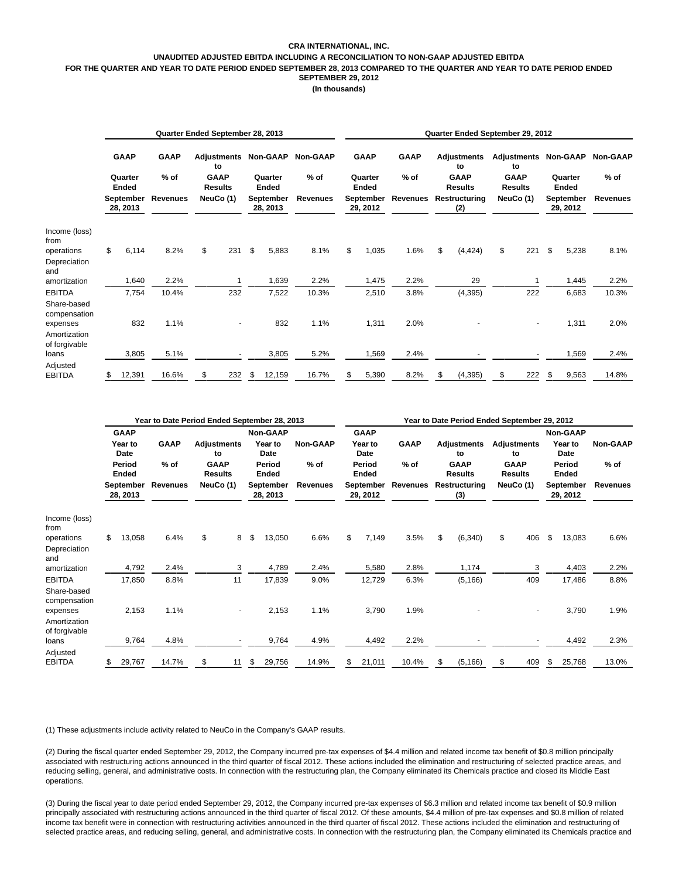**CRA INTERNATIONAL, INC.**

**UNAUDITED ADJUSTED EBITDA INCLUDING A RECONCILIATION TO NON-GAAP ADJUSTED EBITDA**

**FOR THE QUARTER AND YEAR TO DATE PERIOD ENDED SEPTEMBER 28, 2013 COMPARED TO THE QUARTER AND YEAR TO DATE PERIOD ENDED SEPTEMBER 29, 2012**

**(In thousands)**

| | Quarter Ended September 28, 2013 | | | | | Quarter Ended September 29, 2012 | | | | | |
|---|---|---|---|---|---|---|---|---|---|---|---|
| | GAAP Quarter Ended September 28, 2013 | GAAP % of Revenues | Adjustments to GAAP Results NeuCo (1) | Non-GAAP Quarter Ended September 28, 2013 | Non-GAAP % of Revenues | GAAP Quarter Ended September 29, 2012 | GAAP % of Revenues | Adjustments to GAAP Results Restructuring (2) | Adjustments to GAAP Results NeuCo (1) | Non-GAAP Quarter Ended September 29, 2012 | Non-GAAP % of Revenues |
| Income (loss) from operations | $ 6,114 | 8.2% | $ 231 | $ 5,883 | 8.1% | $ 1,035 | 1.6% | $ (4,424) | $ 221 | $ 5,238 | 8.1% |
| Depreciation and amortization | 1,640 | 2.2% | 1 | 1,639 | 2.2% | 1,475 | 2.2% | 29 | 1 | 1,445 | 2.2% |
| EBITDA | 7,754 | 10.4% | 232 | 7,522 | 10.3% | 2,510 | 3.8% | (4,395) | 222 | 6,683 | 10.3% |
| Share-based compensation expenses | 832 | 1.1% | - | 832 | 1.1% | 1,311 | 2.0% | - | - | 1,311 | 2.0% |
| Amortization of forgivable loans | 3,805 | 5.1% | - | 3,805 | 5.2% | 1,569 | 2.4% | - | - | 1,569 | 2.4% |
| Adjusted EBITDA | $ 12,391 | 16.6% | $ 232 | $ 12,159 | 16.7% | $ 5,390 | 8.2% | $ (4,395) | $ 222 | $ 9,563 | 14.8% |

| | Year to Date Period Ended September 28, 2013 | | | | | Year to Date Period Ended September 29, 2012 | | | | | |
|---|---|---|---|---|---|---|---|---|---|---|---|
| | GAAP Year to Date Period Ended September 28, 2013 | GAAP % of Revenues | Adjustments to GAAP Results NeuCo (1) | Non-GAAP Year to Date Period Ended September 28, 2013 | Non-GAAP % of Revenues | GAAP Year to Date Period Ended September 29, 2012 | GAAP % of Revenues | Adjustments to GAAP Results Restructuring (3) | Adjustments to GAAP Results NeuCo (1) | Non-GAAP Year to Date Period Ended September 29, 2012 | Non-GAAP % of Revenues |
| Income (loss) from operations | $ 13,058 | 6.4% | $ 8 | $ 13,050 | 6.6% | $ 7,149 | 3.5% | $ (6,340) | $ 406 | $ 13,083 | 6.6% |
| Depreciation and amortization | 4,792 | 2.4% | 3 | 4,789 | 2.4% | 5,580 | 2.8% | 1,174 | 3 | 4,403 | 2.2% |
| EBITDA | 17,850 | 8.8% | 11 | 17,839 | 9.0% | 12,729 | 6.3% | (5,166) | 409 | 17,486 | 8.8% |
| Share-based compensation expenses | 2,153 | 1.1% | - | 2,153 | 1.1% | 3,790 | 1.9% | - | - | 3,790 | 1.9% |
| Amortization of forgivable loans | 9,764 | 4.8% | - | 9,764 | 4.9% | 4,492 | 2.2% | - | - | 4,492 | 2.3% |
| Adjusted EBITDA | $ 29,767 | 14.7% | $ 11 | $ 29,756 | 14.9% | $ 21,011 | 10.4% | $ (5,166) | $ 409 | $ 25,768 | 13.0% |

(1) These adjustments include activity related to NeuCo in the Company's GAAP results.

(2) During the fiscal quarter ended September 29, 2012, the Company incurred pre-tax expenses of $4.4 million and related income tax benefit of $0.8 million principally associated with restructuring actions announced in the third quarter of fiscal 2012. These actions included the elimination and restructuring of selected practice areas, and reducing selling, general, and administrative costs. In connection with the restructuring plan, the Company eliminated its Chemicals practice and closed its Middle East operations.

(3) During the fiscal year to date period ended September 29, 2012, the Company incurred pre-tax expenses of $6.3 million and related income tax benefit of $0.9 million principally associated with restructuring actions announced in the third quarter of fiscal 2012. Of these amounts, $4.4 million of pre-tax expenses and $0.8 million of related income tax benefit were in connection with restructuring activities announced in the third quarter of fiscal 2012. These actions included the elimination and restructuring of selected practice areas, and reducing selling, general, and administrative costs. In connection with the restructuring plan, the Company eliminated its Chemicals practice and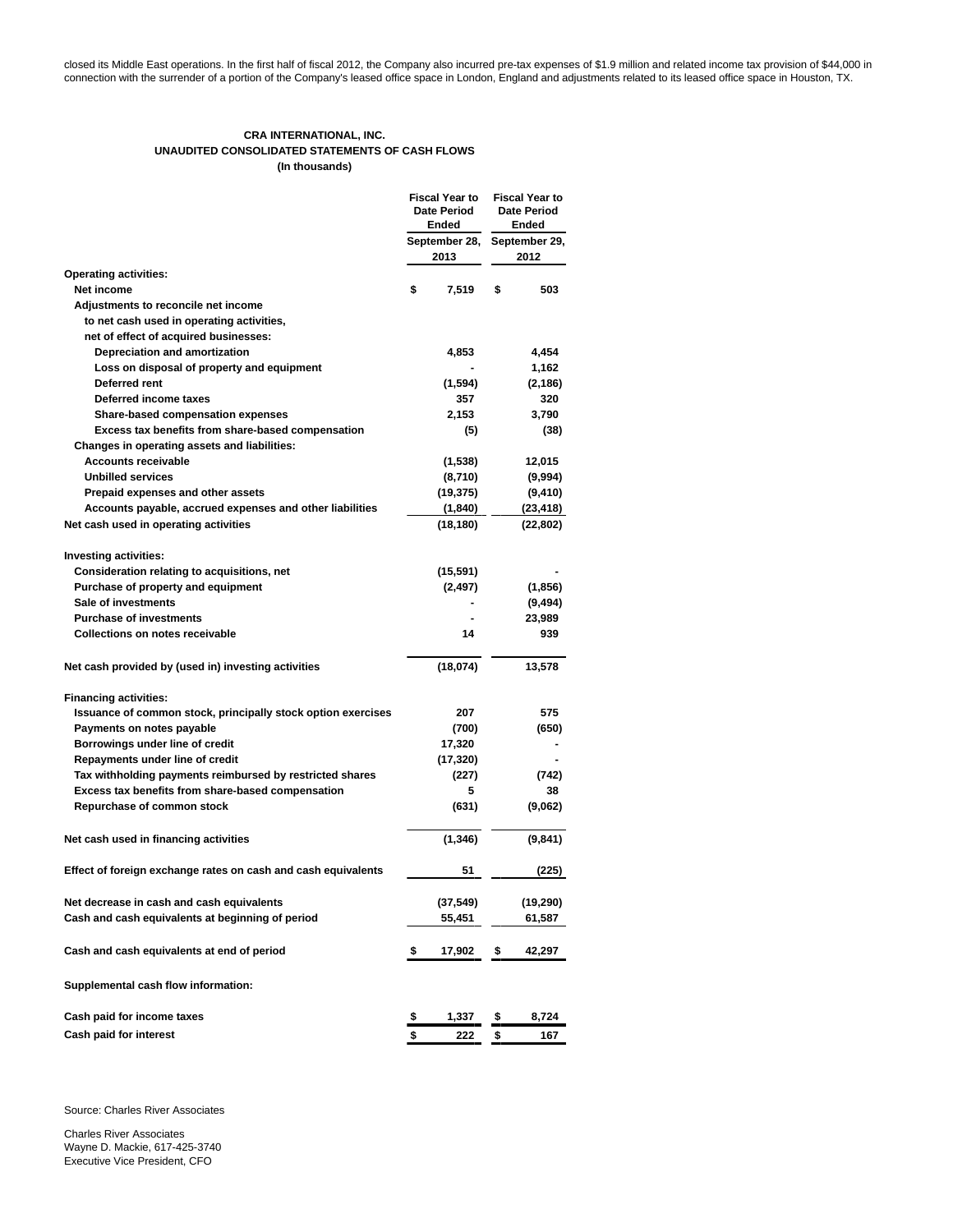closed its Middle East operations. In the first half of fiscal 2012, the Company also incurred pre-tax expenses of $1.9 million and related income tax provision of $44,000 in connection with the surrender of a portion of the Company's leased office space in London, England and adjustments related to its leased office space in Houston, TX.

**CRA INTERNATIONAL, INC.**
**UNAUDITED CONSOLIDATED STATEMENTS OF CASH FLOWS**
**(In thousands)**

| | Fiscal Year to Date Period Ended September 28, 2013 | Fiscal Year to Date Period Ended September 29, 2012 |
|---|---|---|
| **Operating activities:** | | |
| Net income | $ 7,519 | $ 503 |
| Adjustments to reconcile net income to net cash used in operating activities, net of effect of acquired businesses: | | |
| Depreciation and amortization | 4,853 | 4,454 |
| Loss on disposal of property and equipment | - | 1,162 |
| Deferred rent | (1,594) | (2,186) |
| Deferred income taxes | 357 | 320 |
| Share-based compensation expenses | 2,153 | 3,790 |
| Excess tax benefits from share-based compensation | (5) | (38) |
| Changes in operating assets and liabilities: | | |
| Accounts receivable | (1,538) | 12,015 |
| Unbilled services | (8,710) | (9,994) |
| Prepaid expenses and other assets | (19,375) | (9,410) |
| Accounts payable, accrued expenses and other liabilities | (1,840) | (23,418) |
| Net cash used in operating activities | (18,180) | (22,802) |
| **Investing activities:** | | |
| Consideration relating to acquisitions, net | (15,591) | - |
| Purchase of property and equipment | (2,497) | (1,856) |
| Sale of investments | - | (9,494) |
| Purchase of investments | - | 23,989 |
| Collections on notes receivable | 14 | 939 |
| Net cash provided by (used in) investing activities | (18,074) | 13,578 |
| **Financing activities:** | | |
| Issuance of common stock, principally stock option exercises | 207 | 575 |
| Payments on notes payable | (700) | (650) |
| Borrowings under line of credit | 17,320 | - |
| Repayments under line of credit | (17,320) | - |
| Tax withholding payments reimbursed by restricted shares | (227) | (742) |
| Excess tax benefits from share-based compensation | 5 | 38 |
| Repurchase of common stock | (631) | (9,062) |
| Net cash used in financing activities | (1,346) | (9,841) |
| Effect of foreign exchange rates on cash and cash equivalents | 51 | (225) |
| Net decrease in cash and cash equivalents | (37,549) | (19,290) |
| Cash and cash equivalents at beginning of period | 55,451 | 61,587 |
| Cash and cash equivalents at end of period | $ 17,902 | $ 42,297 |
| **Supplemental cash flow information:** | | |
| Cash paid for income taxes | $ 1,337 | $ 8,724 |
| Cash paid for interest | $ 222 | $ 167 |

Source: Charles River Associates

Charles River Associates
Wayne D. Mackie, 617-425-3740
Executive Vice President, CFO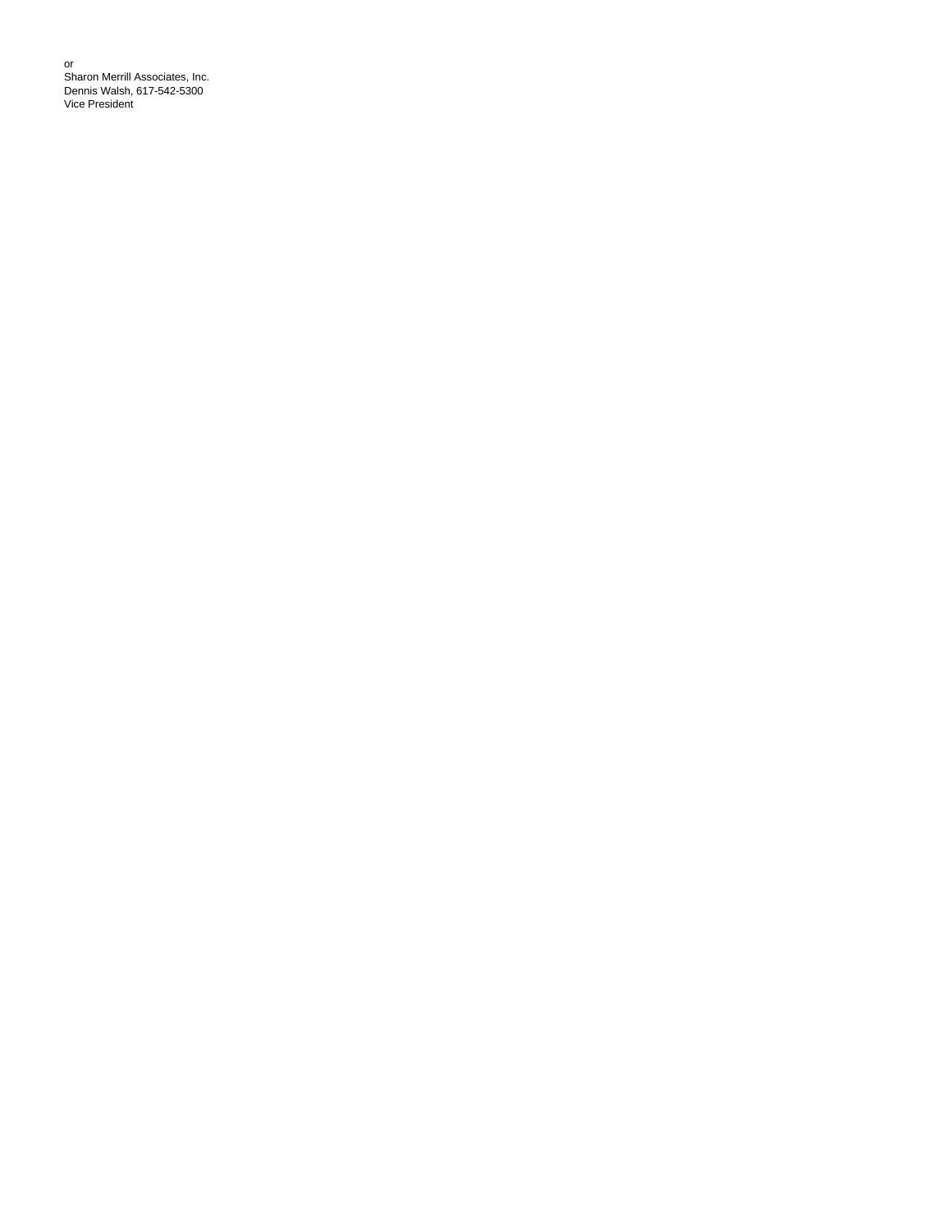or
Sharon Merrill Associates, Inc.
Dennis Walsh, 617-542-5300
Vice President